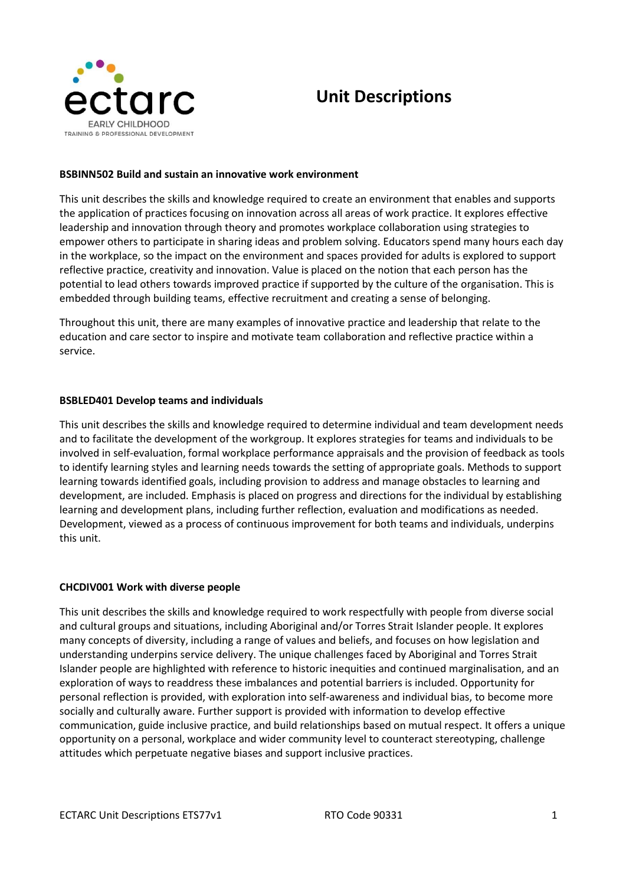ectarc
EARLY CHILDHOOD
TRAINING & PROFESSIONAL DEVELOPMENT

# Unit Descriptions

**BSBINN502 Build and sustain an innovative work environment**

This unit describes the skills and knowledge required to create an environment that enables and supports the application of practices focusing on innovation across all areas of work practice. It explores effective leadership and innovation through theory and promotes workplace collaboration using strategies to empower others to participate in sharing ideas and problem solving. Educators spend many hours each day in the workplace, so the impact on the environment and spaces provided for adults is explored to support reflective practice, creativity and innovation. Value is placed on the notion that each person has the potential to lead others towards improved practice if supported by the culture of the organisation. This is embedded through building teams, effective recruitment and creating a sense of belonging.

Throughout this unit, there are many examples of innovative practice and leadership that relate to the education and care sector to inspire and motivate team collaboration and reflective practice within a service.

**BSBLED401 Develop teams and individuals**

This unit describes the skills and knowledge required to determine individual and team development needs and to facilitate the development of the workgroup. It explores strategies for teams and individuals to be involved in self-evaluation, formal workplace performance appraisals and the provision of feedback as tools to identify learning styles and learning needs towards the setting of appropriate goals. Methods to support learning towards identified goals, including provision to address and manage obstacles to learning and development, are included. Emphasis is placed on progress and directions for the individual by establishing learning and development plans, including further reflection, evaluation and modifications as needed. Development, viewed as a process of continuous improvement for both teams and individuals, underpins this unit.

**CHCDIV001 Work with diverse people**

This unit describes the skills and knowledge required to work respectfully with people from diverse social and cultural groups and situations, including Aboriginal and/or Torres Strait Islander people. It explores many concepts of diversity, including a range of values and beliefs, and focuses on how legislation and understanding underpins service delivery. The unique challenges faced by Aboriginal and Torres Strait Islander people are highlighted with reference to historic inequities and continued marginalisation, and an exploration of ways to readdress these imbalances and potential barriers is included. Opportunity for personal reflection is provided, with exploration into self-awareness and individual bias, to become more socially and culturally aware. Further support is provided with information to develop effective communication, guide inclusive practice, and build relationships based on mutual respect. It offers a unique opportunity on a personal, workplace and wider community level to counteract stereotyping, challenge attitudes which perpetuate negative biases and support inclusive practices.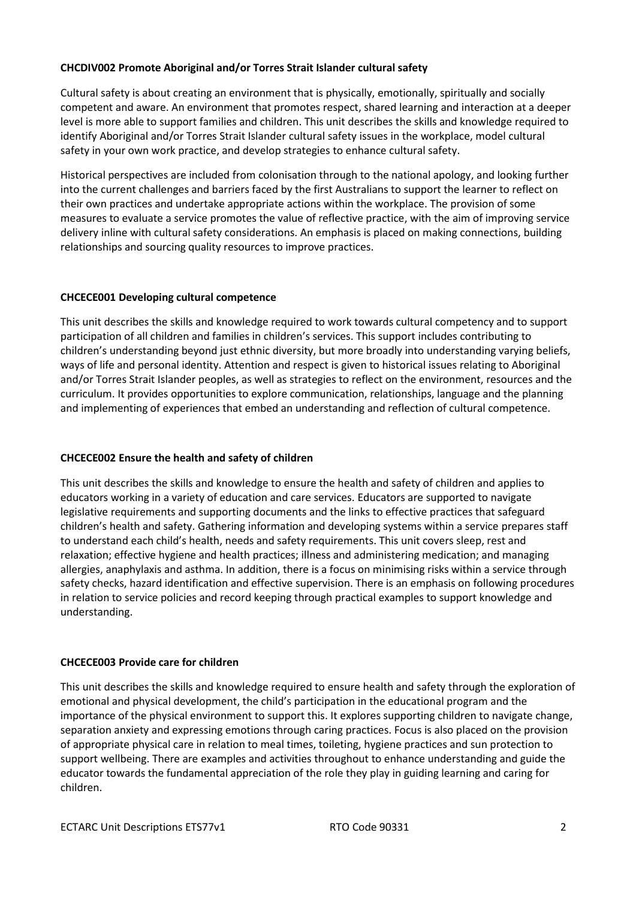**CHCDIV002 Promote Aboriginal and/or Torres Strait Islander cultural safety**

Cultural safety is about creating an environment that is physically, emotionally, spiritually and socially competent and aware. An environment that promotes respect, shared learning and interaction at a deeper level is more able to support families and children. This unit describes the skills and knowledge required to identify Aboriginal and/or Torres Strait Islander cultural safety issues in the workplace, model cultural safety in your own work practice, and develop strategies to enhance cultural safety.

Historical perspectives are included from colonisation through to the national apology, and looking further into the current challenges and barriers faced by the first Australians to support the learner to reflect on their own practices and undertake appropriate actions within the workplace. The provision of some measures to evaluate a service promotes the value of reflective practice, with the aim of improving service delivery inline with cultural safety considerations. An emphasis is placed on making connections, building relationships and sourcing quality resources to improve practices.

**CHCECE001 Developing cultural competence**

This unit describes the skills and knowledge required to work towards cultural competency and to support participation of all children and families in children's services. This support includes contributing to children's understanding beyond just ethnic diversity, but more broadly into understanding varying beliefs, ways of life and personal identity. Attention and respect is given to historical issues relating to Aboriginal and/or Torres Strait Islander peoples, as well as strategies to reflect on the environment, resources and the curriculum. It provides opportunities to explore communication, relationships, language and the planning and implementing of experiences that embed an understanding and reflection of cultural competence.

**CHCECE002 Ensure the health and safety of children**

This unit describes the skills and knowledge to ensure the health and safety of children and applies to educators working in a variety of education and care services. Educators are supported to navigate legislative requirements and supporting documents and the links to effective practices that safeguard children's health and safety. Gathering information and developing systems within a service prepares staff to understand each child's health, needs and safety requirements. This unit covers sleep, rest and relaxation; effective hygiene and health practices; illness and administering medication; and managing allergies, anaphylaxis and asthma. In addition, there is a focus on minimising risks within a service through safety checks, hazard identification and effective supervision. There is an emphasis on following procedures in relation to service policies and record keeping through practical examples to support knowledge and understanding.

**CHCECE003 Provide care for children**

This unit describes the skills and knowledge required to ensure health and safety through the exploration of emotional and physical development, the child's participation in the educational program and the importance of the physical environment to support this. It explores supporting children to navigate change, separation anxiety and expressing emotions through caring practices. Focus is also placed on the provision of appropriate physical care in relation to meal times, toileting, hygiene practices and sun protection to support wellbeing. There are examples and activities throughout to enhance understanding and guide the educator towards the fundamental appreciation of the role they play in guiding learning and caring for children.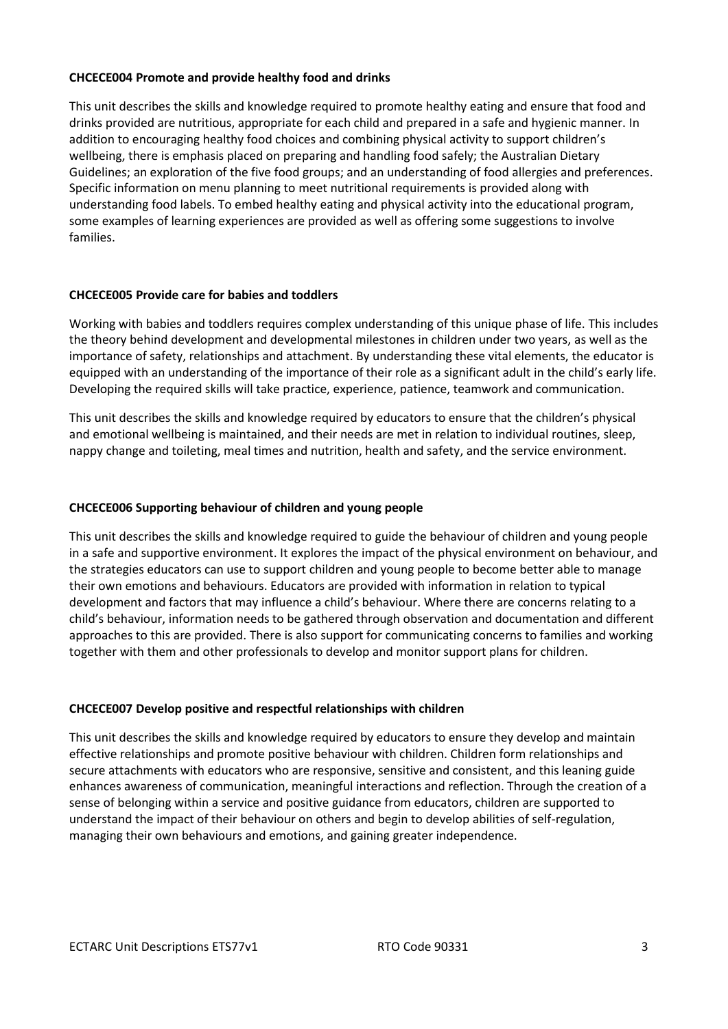**CHCECE004 Promote and provide healthy food and drinks**

This unit describes the skills and knowledge required to promote healthy eating and ensure that food and drinks provided are nutritious, appropriate for each child and prepared in a safe and hygienic manner. In addition to encouraging healthy food choices and combining physical activity to support children's wellbeing, there is emphasis placed on preparing and handling food safely; the Australian Dietary Guidelines; an exploration of the five food groups; and an understanding of food allergies and preferences. Specific information on menu planning to meet nutritional requirements is provided along with understanding food labels. To embed healthy eating and physical activity into the educational program, some examples of learning experiences are provided as well as offering some suggestions to involve families.

**CHCECE005 Provide care for babies and toddlers**

Working with babies and toddlers requires complex understanding of this unique phase of life. This includes the theory behind development and developmental milestones in children under two years, as well as the importance of safety, relationships and attachment. By understanding these vital elements, the educator is equipped with an understanding of the importance of their role as a significant adult in the child's early life. Developing the required skills will take practice, experience, patience, teamwork and communication.

This unit describes the skills and knowledge required by educators to ensure that the children's physical and emotional wellbeing is maintained, and their needs are met in relation to individual routines, sleep, nappy change and toileting, meal times and nutrition, health and safety, and the service environment.

**CHCECE006 Supporting behaviour of children and young people**

This unit describes the skills and knowledge required to guide the behaviour of children and young people in a safe and supportive environment. It explores the impact of the physical environment on behaviour, and the strategies educators can use to support children and young people to become better able to manage their own emotions and behaviours. Educators are provided with information in relation to typical development and factors that may influence a child's behaviour. Where there are concerns relating to a child's behaviour, information needs to be gathered through observation and documentation and different approaches to this are provided. There is also support for communicating concerns to families and working together with them and other professionals to develop and monitor support plans for children.

**CHCECE007 Develop positive and respectful relationships with children**

This unit describes the skills and knowledge required by educators to ensure they develop and maintain effective relationships and promote positive behaviour with children. Children form relationships and secure attachments with educators who are responsive, sensitive and consistent, and this leaning guide enhances awareness of communication, meaningful interactions and reflection. Through the creation of a sense of belonging within a service and positive guidance from educators, children are supported to understand the impact of their behaviour on others and begin to develop abilities of self-regulation, managing their own behaviours and emotions, and gaining greater independence.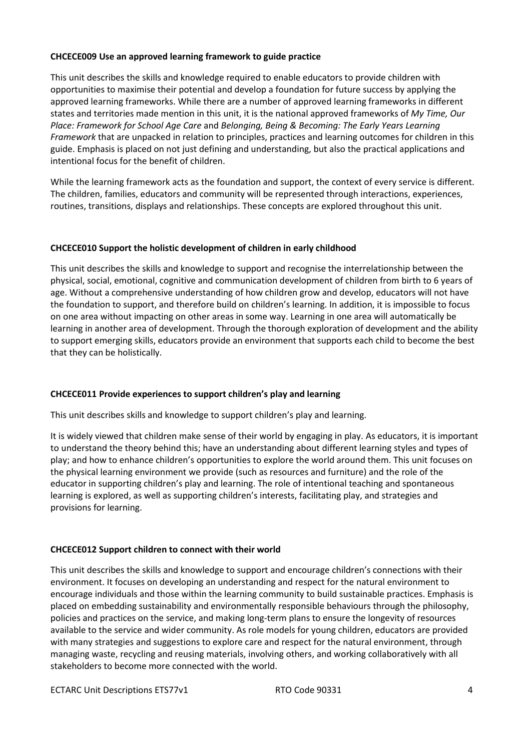**CHCECE009 Use an approved learning framework to guide practice**

This unit describes the skills and knowledge required to enable educators to provide children with opportunities to maximise their potential and develop a foundation for future success by applying the approved learning frameworks. While there are a number of approved learning frameworks in different states and territories made mention in this unit, it is the national approved frameworks of *My Time, Our Place: Framework for School Age Care* and *Belonging, Being & Becoming: The Early Years Learning Framework* that are unpacked in relation to principles, practices and learning outcomes for children in this guide. Emphasis is placed on not just defining and understanding, but also the practical applications and intentional focus for the benefit of children.

While the learning framework acts as the foundation and support, the context of every service is different. The children, families, educators and community will be represented through interactions, experiences, routines, transitions, displays and relationships. These concepts are explored throughout this unit.

**CHCECE010 Support the holistic development of children in early childhood**

This unit describes the skills and knowledge to support and recognise the interrelationship between the physical, social, emotional, cognitive and communication development of children from birth to 6 years of age. Without a comprehensive understanding of how children grow and develop, educators will not have the foundation to support, and therefore build on children's learning. In addition, it is impossible to focus on one area without impacting on other areas in some way. Learning in one area will automatically be learning in another area of development. Through the thorough exploration of development and the ability to support emerging skills, educators provide an environment that supports each child to become the best that they can be holistically.

**CHCECE011 Provide experiences to support children's play and learning**

This unit describes skills and knowledge to support children's play and learning.

It is widely viewed that children make sense of their world by engaging in play. As educators, it is important to understand the theory behind this; have an understanding about different learning styles and types of play; and how to enhance children's opportunities to explore the world around them. This unit focuses on the physical learning environment we provide (such as resources and furniture) and the role of the educator in supporting children's play and learning. The role of intentional teaching and spontaneous learning is explored, as well as supporting children's interests, facilitating play, and strategies and provisions for learning.

**CHCECE012 Support children to connect with their world**

This unit describes the skills and knowledge to support and encourage children's connections with their environment. It focuses on developing an understanding and respect for the natural environment to encourage individuals and those within the learning community to build sustainable practices. Emphasis is placed on embedding sustainability and environmentally responsible behaviours through the philosophy, policies and practices on the service, and making long-term plans to ensure the longevity of resources available to the service and wider community. As role models for young children, educators are provided with many strategies and suggestions to explore care and respect for the natural environment, through managing waste, recycling and reusing materials, involving others, and working collaboratively with all stakeholders to become more connected with the world.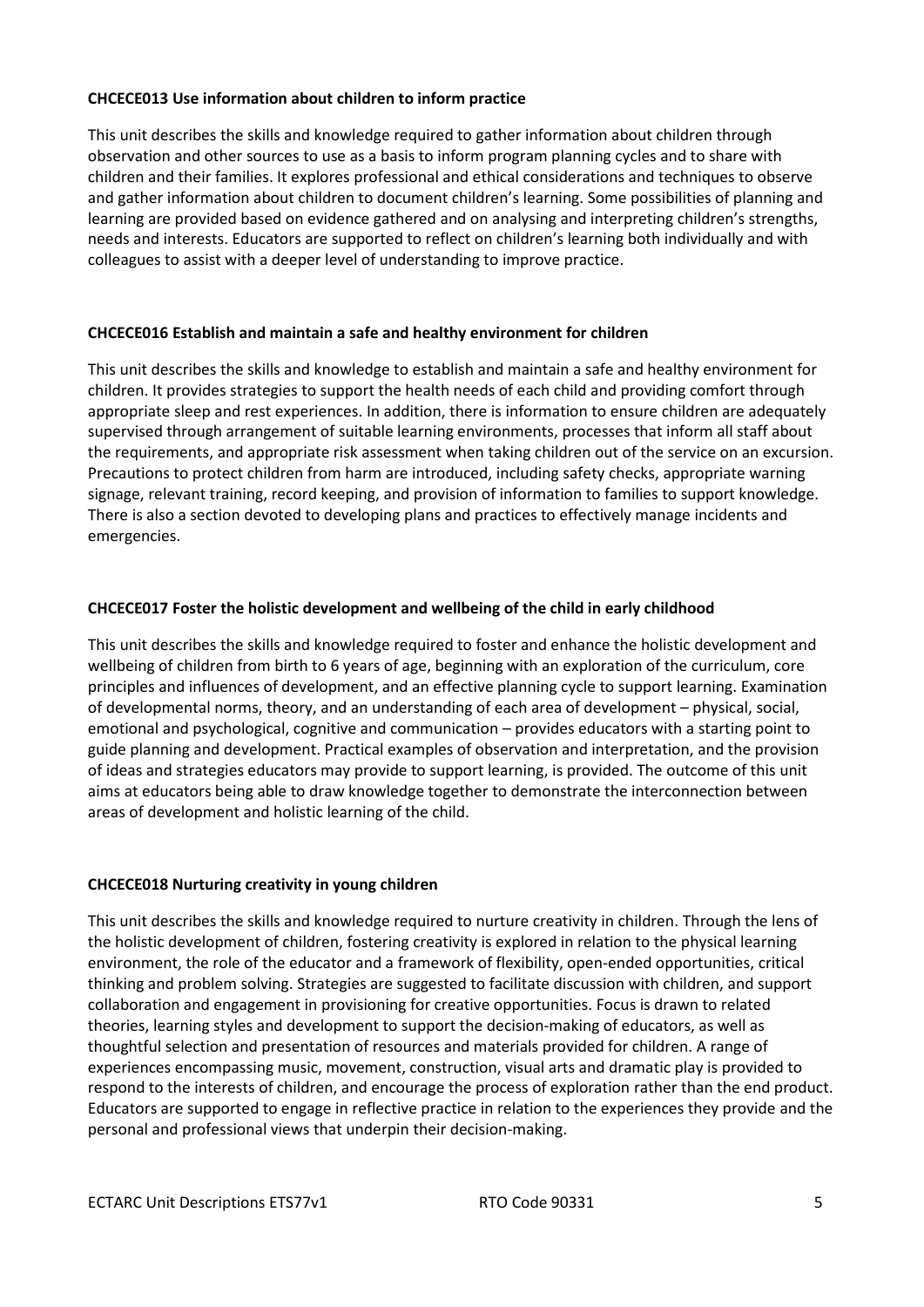**CHCECE013 Use information about children to inform practice**

This unit describes the skills and knowledge required to gather information about children through observation and other sources to use as a basis to inform program planning cycles and to share with children and their families. It explores professional and ethical considerations and techniques to observe and gather information about children to document children's learning. Some possibilities of planning and learning are provided based on evidence gathered and on analysing and interpreting children's strengths, needs and interests. Educators are supported to reflect on children's learning both individually and with colleagues to assist with a deeper level of understanding to improve practice.

**CHCECE016 Establish and maintain a safe and healthy environment for children**

This unit describes the skills and knowledge to establish and maintain a safe and healthy environment for children. It provides strategies to support the health needs of each child and providing comfort through appropriate sleep and rest experiences. In addition, there is information to ensure children are adequately supervised through arrangement of suitable learning environments, processes that inform all staff about the requirements, and appropriate risk assessment when taking children out of the service on an excursion. Precautions to protect children from harm are introduced, including safety checks, appropriate warning signage, relevant training, record keeping, and provision of information to families to support knowledge. There is also a section devoted to developing plans and practices to effectively manage incidents and emergencies.

**CHCECE017 Foster the holistic development and wellbeing of the child in early childhood**

This unit describes the skills and knowledge required to foster and enhance the holistic development and wellbeing of children from birth to 6 years of age, beginning with an exploration of the curriculum, core principles and influences of development, and an effective planning cycle to support learning. Examination of developmental norms, theory, and an understanding of each area of development – physical, social, emotional and psychological, cognitive and communication – provides educators with a starting point to guide planning and development. Practical examples of observation and interpretation, and the provision of ideas and strategies educators may provide to support learning, is provided. The outcome of this unit aims at educators being able to draw knowledge together to demonstrate the interconnection between areas of development and holistic learning of the child.

**CHCECE018 Nurturing creativity in young children**

This unit describes the skills and knowledge required to nurture creativity in children. Through the lens of the holistic development of children, fostering creativity is explored in relation to the physical learning environment, the role of the educator and a framework of flexibility, open-ended opportunities, critical thinking and problem solving. Strategies are suggested to facilitate discussion with children, and support collaboration and engagement in provisioning for creative opportunities. Focus is drawn to related theories, learning styles and development to support the decision-making of educators, as well as thoughtful selection and presentation of resources and materials provided for children. A range of experiences encompassing music, movement, construction, visual arts and dramatic play is provided to respond to the interests of children, and encourage the process of exploration rather than the end product. Educators are supported to engage in reflective practice in relation to the experiences they provide and the personal and professional views that underpin their decision-making.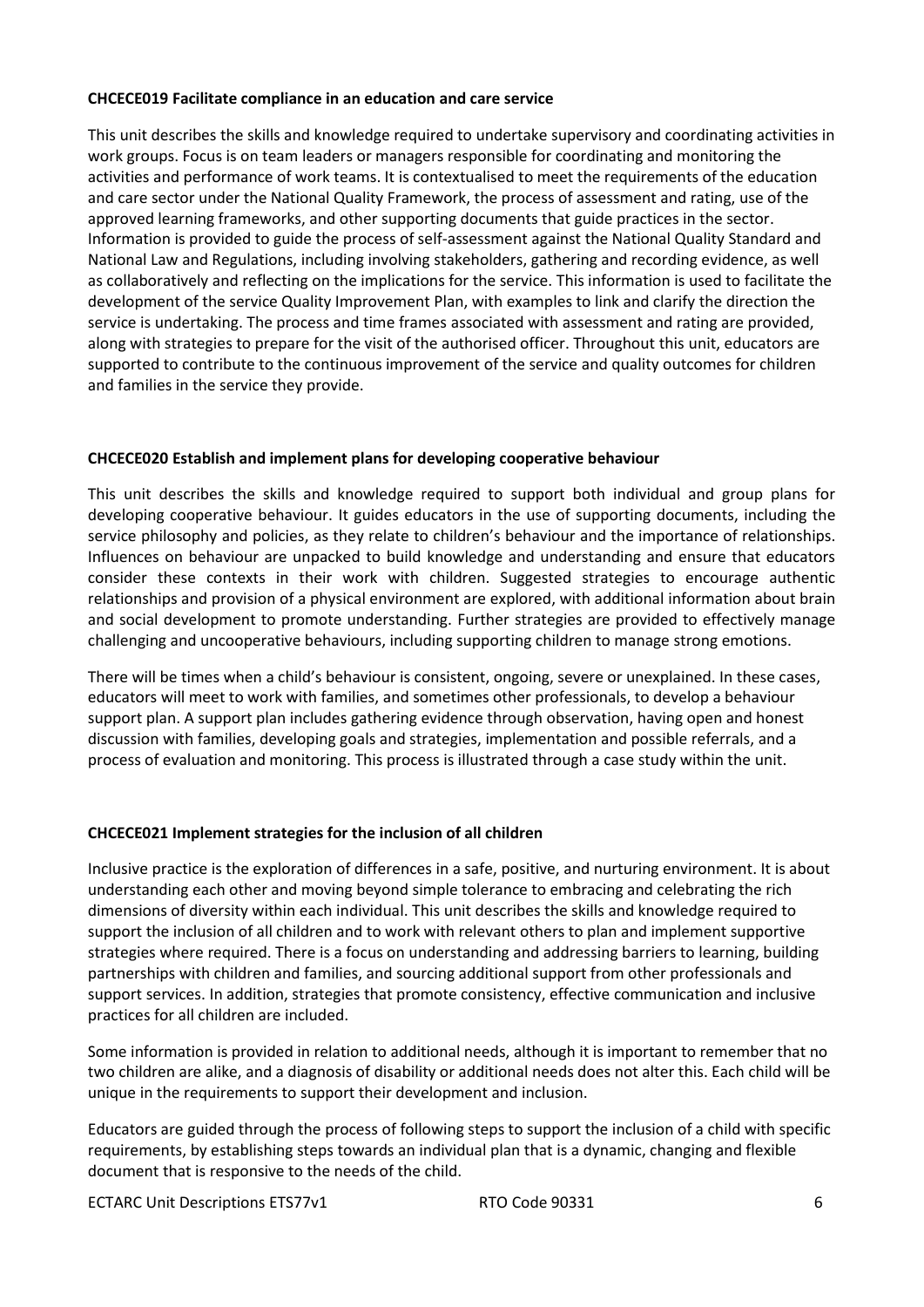**CHCECE019 Facilitate compliance in an education and care service**

This unit describes the skills and knowledge required to undertake supervisory and coordinating activities in work groups. Focus is on team leaders or managers responsible for coordinating and monitoring the activities and performance of work teams. It is contextualised to meet the requirements of the education and care sector under the National Quality Framework, the process of assessment and rating, use of the approved learning frameworks, and other supporting documents that guide practices in the sector. Information is provided to guide the process of self-assessment against the National Quality Standard and National Law and Regulations, including involving stakeholders, gathering and recording evidence, as well as collaboratively and reflecting on the implications for the service. This information is used to facilitate the development of the service Quality Improvement Plan, with examples to link and clarify the direction the service is undertaking. The process and time frames associated with assessment and rating are provided, along with strategies to prepare for the visit of the authorised officer. Throughout this unit, educators are supported to contribute to the continuous improvement of the service and quality outcomes for children and families in the service they provide.

**CHCECE020 Establish and implement plans for developing cooperative behaviour**

This unit describes the skills and knowledge required to support both individual and group plans for developing cooperative behaviour. It guides educators in the use of supporting documents, including the service philosophy and policies, as they relate to children's behaviour and the importance of relationships. Influences on behaviour are unpacked to build knowledge and understanding and ensure that educators consider these contexts in their work with children. Suggested strategies to encourage authentic relationships and provision of a physical environment are explored, with additional information about brain and social development to promote understanding. Further strategies are provided to effectively manage challenging and uncooperative behaviours, including supporting children to manage strong emotions.

There will be times when a child's behaviour is consistent, ongoing, severe or unexplained. In these cases, educators will meet to work with families, and sometimes other professionals, to develop a behaviour support plan. A support plan includes gathering evidence through observation, having open and honest discussion with families, developing goals and strategies, implementation and possible referrals, and a process of evaluation and monitoring. This process is illustrated through a case study within the unit.

**CHCECE021 Implement strategies for the inclusion of all children**

Inclusive practice is the exploration of differences in a safe, positive, and nurturing environment. It is about understanding each other and moving beyond simple tolerance to embracing and celebrating the rich dimensions of diversity within each individual. This unit describes the skills and knowledge required to support the inclusion of all children and to work with relevant others to plan and implement supportive strategies where required. There is a focus on understanding and addressing barriers to learning, building partnerships with children and families, and sourcing additional support from other professionals and support services. In addition, strategies that promote consistency, effective communication and inclusive practices for all children are included.

Some information is provided in relation to additional needs, although it is important to remember that no two children are alike, and a diagnosis of disability or additional needs does not alter this. Each child will be unique in the requirements to support their development and inclusion.

Educators are guided through the process of following steps to support the inclusion of a child with specific requirements, by establishing steps towards an individual plan that is a dynamic, changing and flexible document that is responsive to the needs of the child.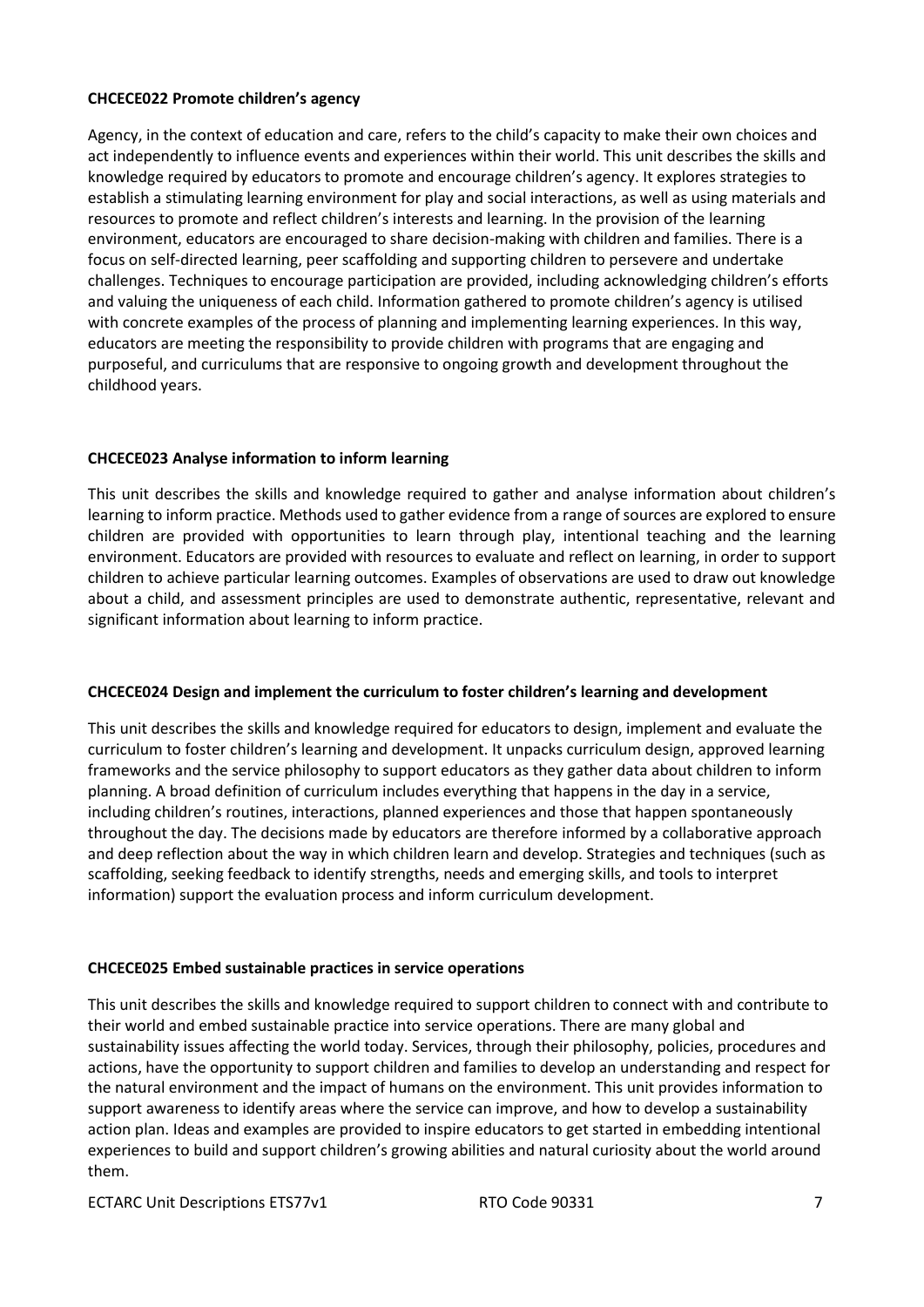**CHCECE022 Promote children's agency**

Agency, in the context of education and care, refers to the child's capacity to make their own choices and act independently to influence events and experiences within their world. This unit describes the skills and knowledge required by educators to promote and encourage children's agency. It explores strategies to establish a stimulating learning environment for play and social interactions, as well as using materials and resources to promote and reflect children's interests and learning. In the provision of the learning environment, educators are encouraged to share decision-making with children and families. There is a focus on self-directed learning, peer scaffolding and supporting children to persevere and undertake challenges. Techniques to encourage participation are provided, including acknowledging children's efforts and valuing the uniqueness of each child. Information gathered to promote children's agency is utilised with concrete examples of the process of planning and implementing learning experiences. In this way, educators are meeting the responsibility to provide children with programs that are engaging and purposeful, and curriculums that are responsive to ongoing growth and development throughout the childhood years.

**CHCECE023 Analyse information to inform learning**

This unit describes the skills and knowledge required to gather and analyse information about children's learning to inform practice. Methods used to gather evidence from a range of sources are explored to ensure children are provided with opportunities to learn through play, intentional teaching and the learning environment. Educators are provided with resources to evaluate and reflect on learning, in order to support children to achieve particular learning outcomes. Examples of observations are used to draw out knowledge about a child, and assessment principles are used to demonstrate authentic, representative, relevant and significant information about learning to inform practice.

**CHCECE024 Design and implement the curriculum to foster children's learning and development**

This unit describes the skills and knowledge required for educators to design, implement and evaluate the curriculum to foster children's learning and development. It unpacks curriculum design, approved learning frameworks and the service philosophy to support educators as they gather data about children to inform planning. A broad definition of curriculum includes everything that happens in the day in a service, including children's routines, interactions, planned experiences and those that happen spontaneously throughout the day. The decisions made by educators are therefore informed by a collaborative approach and deep reflection about the way in which children learn and develop. Strategies and techniques (such as scaffolding, seeking feedback to identify strengths, needs and emerging skills, and tools to interpret information) support the evaluation process and inform curriculum development.

**CHCECE025 Embed sustainable practices in service operations**

This unit describes the skills and knowledge required to support children to connect with and contribute to their world and embed sustainable practice into service operations. There are many global and sustainability issues affecting the world today. Services, through their philosophy, policies, procedures and actions, have the opportunity to support children and families to develop an understanding and respect for the natural environment and the impact of humans on the environment. This unit provides information to support awareness to identify areas where the service can improve, and how to develop a sustainability action plan. Ideas and examples are provided to inspire educators to get started in embedding intentional experiences to build and support children's growing abilities and natural curiosity about the world around them.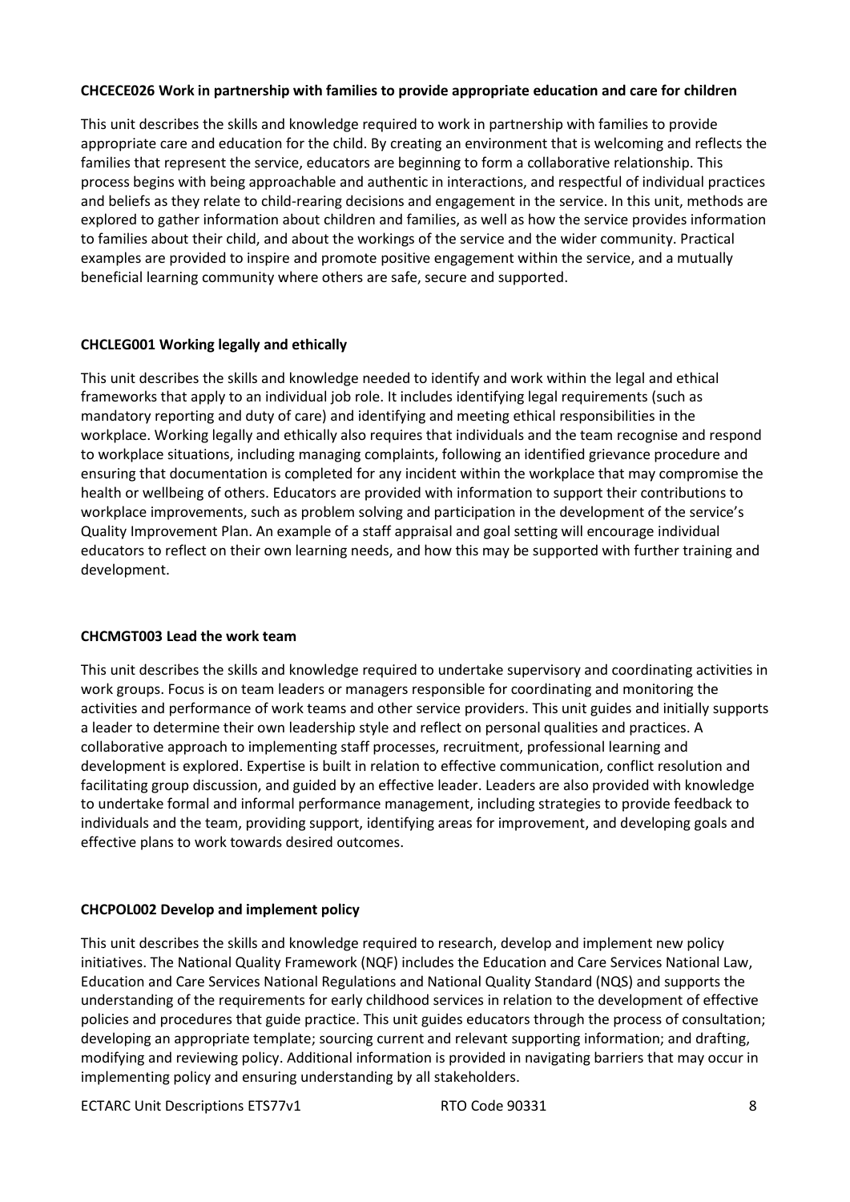**CHCECE026 Work in partnership with families to provide appropriate education and care for children**

This unit describes the skills and knowledge required to work in partnership with families to provide appropriate care and education for the child. By creating an environment that is welcoming and reflects the families that represent the service, educators are beginning to form a collaborative relationship. This process begins with being approachable and authentic in interactions, and respectful of individual practices and beliefs as they relate to child-rearing decisions and engagement in the service. In this unit, methods are explored to gather information about children and families, as well as how the service provides information to families about their child, and about the workings of the service and the wider community. Practical examples are provided to inspire and promote positive engagement within the service, and a mutually beneficial learning community where others are safe, secure and supported.

**CHCLEG001 Working legally and ethically**

This unit describes the skills and knowledge needed to identify and work within the legal and ethical frameworks that apply to an individual job role. It includes identifying legal requirements (such as mandatory reporting and duty of care) and identifying and meeting ethical responsibilities in the workplace. Working legally and ethically also requires that individuals and the team recognise and respond to workplace situations, including managing complaints, following an identified grievance procedure and ensuring that documentation is completed for any incident within the workplace that may compromise the health or wellbeing of others. Educators are provided with information to support their contributions to workplace improvements, such as problem solving and participation in the development of the service's Quality Improvement Plan. An example of a staff appraisal and goal setting will encourage individual educators to reflect on their own learning needs, and how this may be supported with further training and development.

**CHCMGT003 Lead the work team**

This unit describes the skills and knowledge required to undertake supervisory and coordinating activities in work groups. Focus is on team leaders or managers responsible for coordinating and monitoring the activities and performance of work teams and other service providers. This unit guides and initially supports a leader to determine their own leadership style and reflect on personal qualities and practices. A collaborative approach to implementing staff processes, recruitment, professional learning and development is explored. Expertise is built in relation to effective communication, conflict resolution and facilitating group discussion, and guided by an effective leader. Leaders are also provided with knowledge to undertake formal and informal performance management, including strategies to provide feedback to individuals and the team, providing support, identifying areas for improvement, and developing goals and effective plans to work towards desired outcomes.

**CHCPOL002 Develop and implement policy**

This unit describes the skills and knowledge required to research, develop and implement new policy initiatives. The National Quality Framework (NQF) includes the Education and Care Services National Law, Education and Care Services National Regulations and National Quality Standard (NQS) and supports the understanding of the requirements for early childhood services in relation to the development of effective policies and procedures that guide practice. This unit guides educators through the process of consultation; developing an appropriate template; sourcing current and relevant supporting information; and drafting, modifying and reviewing policy. Additional information is provided in navigating barriers that may occur in implementing policy and ensuring understanding by all stakeholders.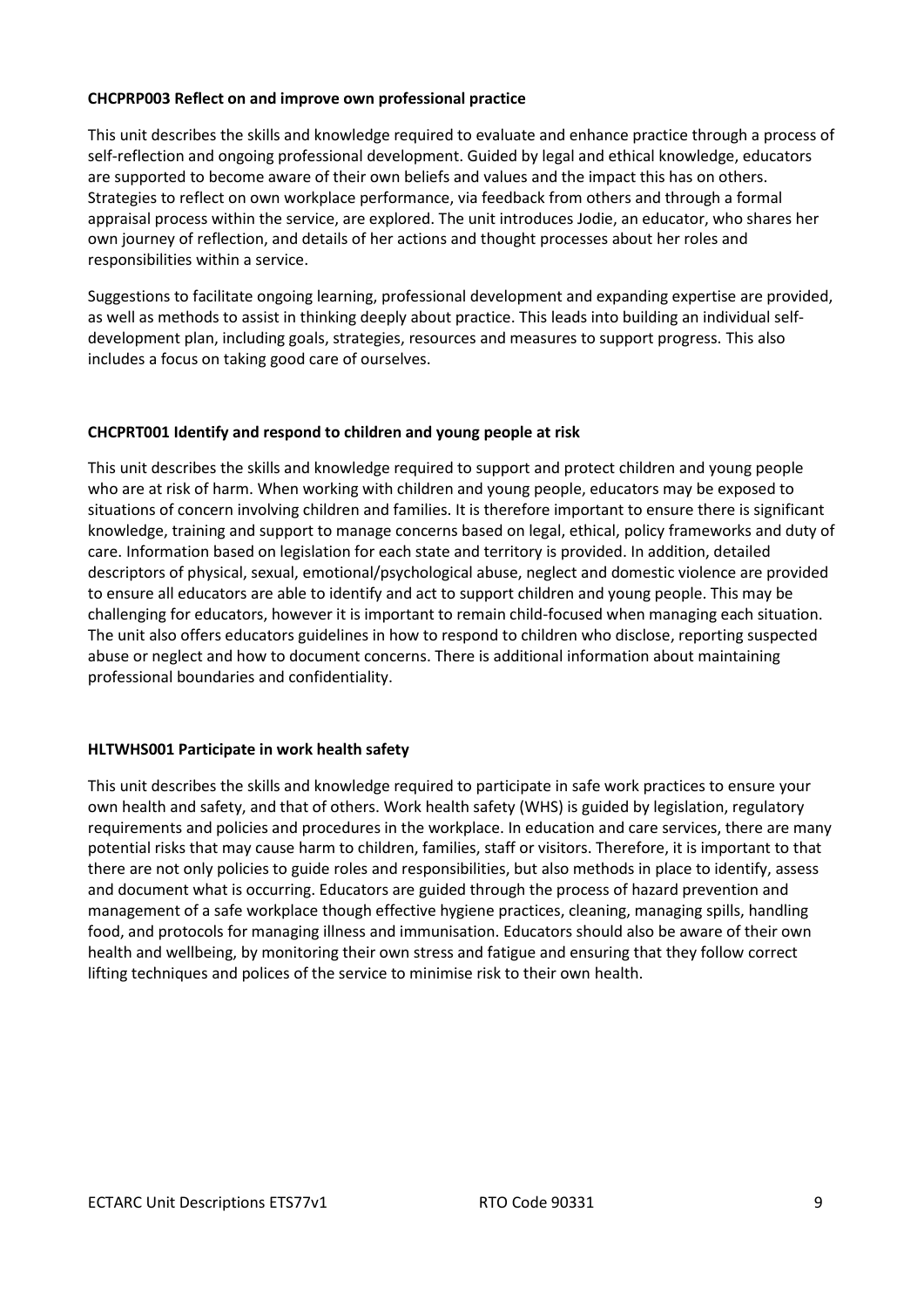**CHCPRP003 Reflect on and improve own professional practice**

This unit describes the skills and knowledge required to evaluate and enhance practice through a process of self-reflection and ongoing professional development. Guided by legal and ethical knowledge, educators are supported to become aware of their own beliefs and values and the impact this has on others. Strategies to reflect on own workplace performance, via feedback from others and through a formal appraisal process within the service, are explored. The unit introduces Jodie, an educator, who shares her own journey of reflection, and details of her actions and thought processes about her roles and responsibilities within a service.

Suggestions to facilitate ongoing learning, professional development and expanding expertise are provided, as well as methods to assist in thinking deeply about practice. This leads into building an individual self-development plan, including goals, strategies, resources and measures to support progress. This also includes a focus on taking good care of ourselves.

**CHCPRT001 Identify and respond to children and young people at risk**

This unit describes the skills and knowledge required to support and protect children and young people who are at risk of harm. When working with children and young people, educators may be exposed to situations of concern involving children and families. It is therefore important to ensure there is significant knowledge, training and support to manage concerns based on legal, ethical, policy frameworks and duty of care. Information based on legislation for each state and territory is provided. In addition, detailed descriptors of physical, sexual, emotional/psychological abuse, neglect and domestic violence are provided to ensure all educators are able to identify and act to support children and young people. This may be challenging for educators, however it is important to remain child-focused when managing each situation. The unit also offers educators guidelines in how to respond to children who disclose, reporting suspected abuse or neglect and how to document concerns. There is additional information about maintaining professional boundaries and confidentiality.

**HLTWHS001 Participate in work health safety**

This unit describes the skills and knowledge required to participate in safe work practices to ensure your own health and safety, and that of others. Work health safety (WHS) is guided by legislation, regulatory requirements and policies and procedures in the workplace. In education and care services, there are many potential risks that may cause harm to children, families, staff or visitors. Therefore, it is important to that there are not only policies to guide roles and responsibilities, but also methods in place to identify, assess and document what is occurring. Educators are guided through the process of hazard prevention and management of a safe workplace though effective hygiene practices, cleaning, managing spills, handling food, and protocols for managing illness and immunisation. Educators should also be aware of their own health and wellbeing, by monitoring their own stress and fatigue and ensuring that they follow correct lifting techniques and polices of the service to minimise risk to their own health.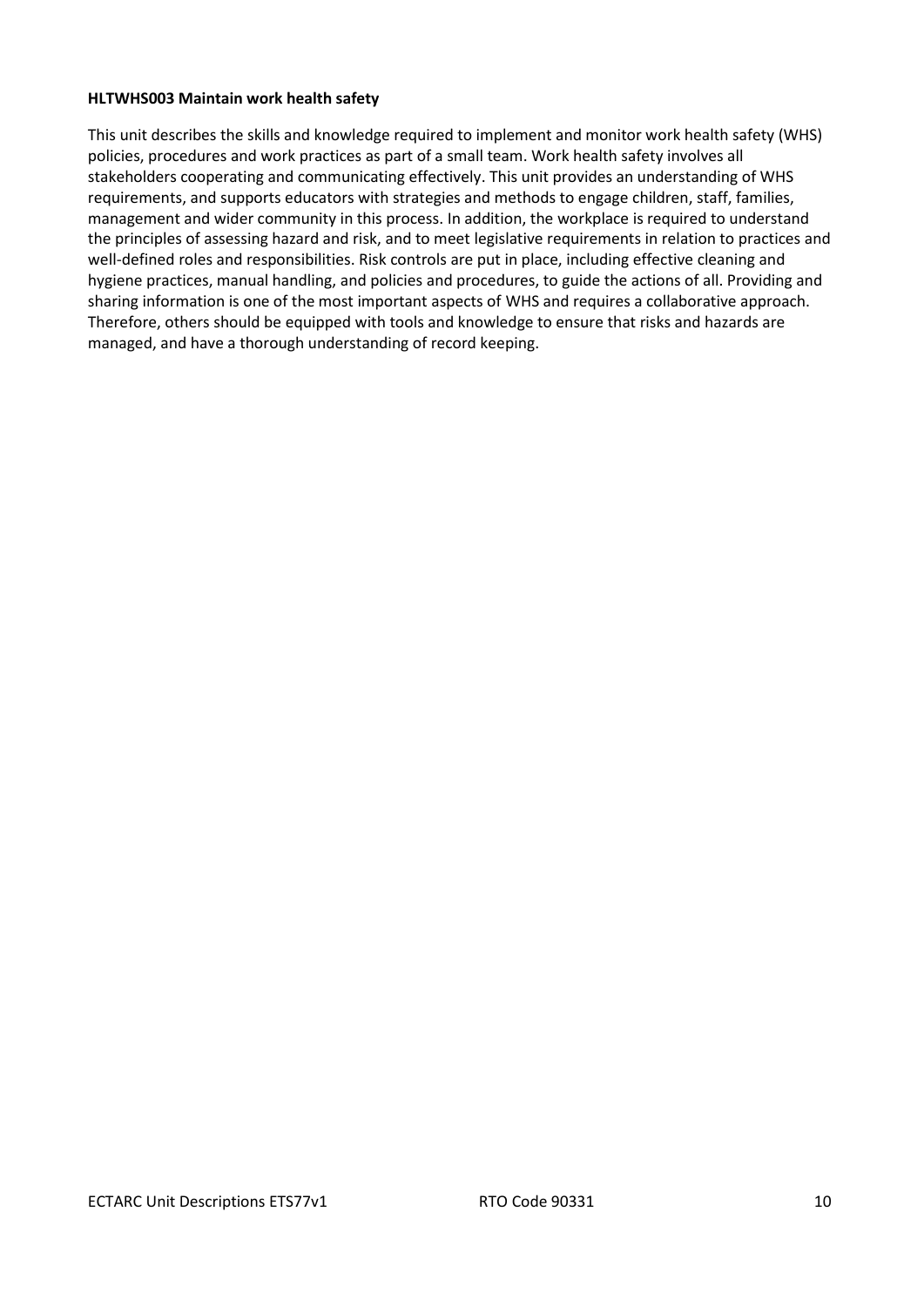**HLTWHS003 Maintain work health safety**

This unit describes the skills and knowledge required to implement and monitor work health safety (WHS) policies, procedures and work practices as part of a small team. Work health safety involves all stakeholders cooperating and communicating effectively. This unit provides an understanding of WHS requirements, and supports educators with strategies and methods to engage children, staff, families, management and wider community in this process. In addition, the workplace is required to understand the principles of assessing hazard and risk, and to meet legislative requirements in relation to practices and well-defined roles and responsibilities. Risk controls are put in place, including effective cleaning and hygiene practices, manual handling, and policies and procedures, to guide the actions of all. Providing and sharing information is one of the most important aspects of WHS and requires a collaborative approach. Therefore, others should be equipped with tools and knowledge to ensure that risks and hazards are managed, and have a thorough understanding of record keeping.